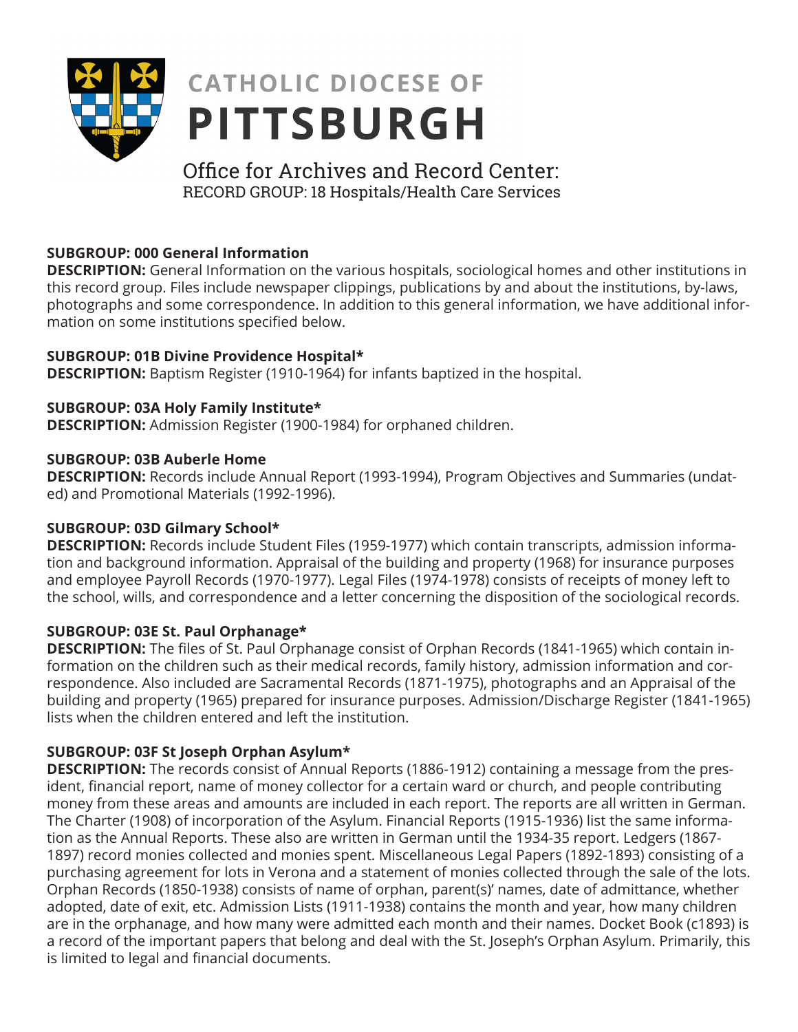# CATHOLIC DIOCESE OF PITTSBURGH

## Office for Archives and Record Center:
RECORD GROUP: 18 Hospitals/Health Care Services

**SUBGROUP: 000 General Information**
**DESCRIPTION:** General Information on the various hospitals, sociological homes and other institutions in this record group. Files include newspaper clippings, publications by and about the institutions, by-laws, photographs and some correspondence. In addition to this general information, we have additional information on some institutions specified below.

**SUBGROUP: 01B Divine Providence Hospital***
**DESCRIPTION:** Baptism Register (1910-1964) for infants baptized in the hospital.

**SUBGROUP: 03A Holy Family Institute***
**DESCRIPTION:** Admission Register (1900-1984) for orphaned children.

**SUBGROUP: 03B Auberle Home**
**DESCRIPTION:** Records include Annual Report (1993-1994), Program Objectives and Summaries (undated) and Promotional Materials (1992-1996).

**SUBGROUP: 03D Gilmary School***
**DESCRIPTION:** Records include Student Files (1959-1977) which contain transcripts, admission information and background information. Appraisal of the building and property (1968) for insurance purposes and employee Payroll Records (1970-1977). Legal Files (1974-1978) consists of receipts of money left to the school, wills, and correspondence and a letter concerning the disposition of the sociological records.

**SUBGROUP: 03E St. Paul Orphanage***
**DESCRIPTION:** The files of St. Paul Orphanage consist of Orphan Records (1841-1965) which contain information on the children such as their medical records, family history, admission information and correspondence. Also included are Sacramental Records (1871-1975), photographs and an Appraisal of the building and property (1965) prepared for insurance purposes. Admission/Discharge Register (1841-1965) lists when the children entered and left the institution.

**SUBGROUP: 03F St Joseph Orphan Asylum***
**DESCRIPTION:** The records consist of Annual Reports (1886-1912) containing a message from the president, financial report, name of money collector for a certain ward or church, and people contributing money from these areas and amounts are included in each report. The reports are all written in German. The Charter (1908) of incorporation of the Asylum. Financial Reports (1915-1936) list the same information as the Annual Reports. These also are written in German until the 1934-35 report. Ledgers (1867-1897) record monies collected and monies spent. Miscellaneous Legal Papers (1892-1893) consisting of a purchasing agreement for lots in Verona and a statement of monies collected through the sale of the lots. Orphan Records (1850-1938) consists of name of orphan, parent(s)' names, date of admittance, whether adopted, date of exit, etc. Admission Lists (1911-1938) contains the month and year, how many children are in the orphanage, and how many were admitted each month and their names. Docket Book (c1893) is a record of the important papers that belong and deal with the St. Joseph's Orphan Asylum. Primarily, this is limited to legal and financial documents.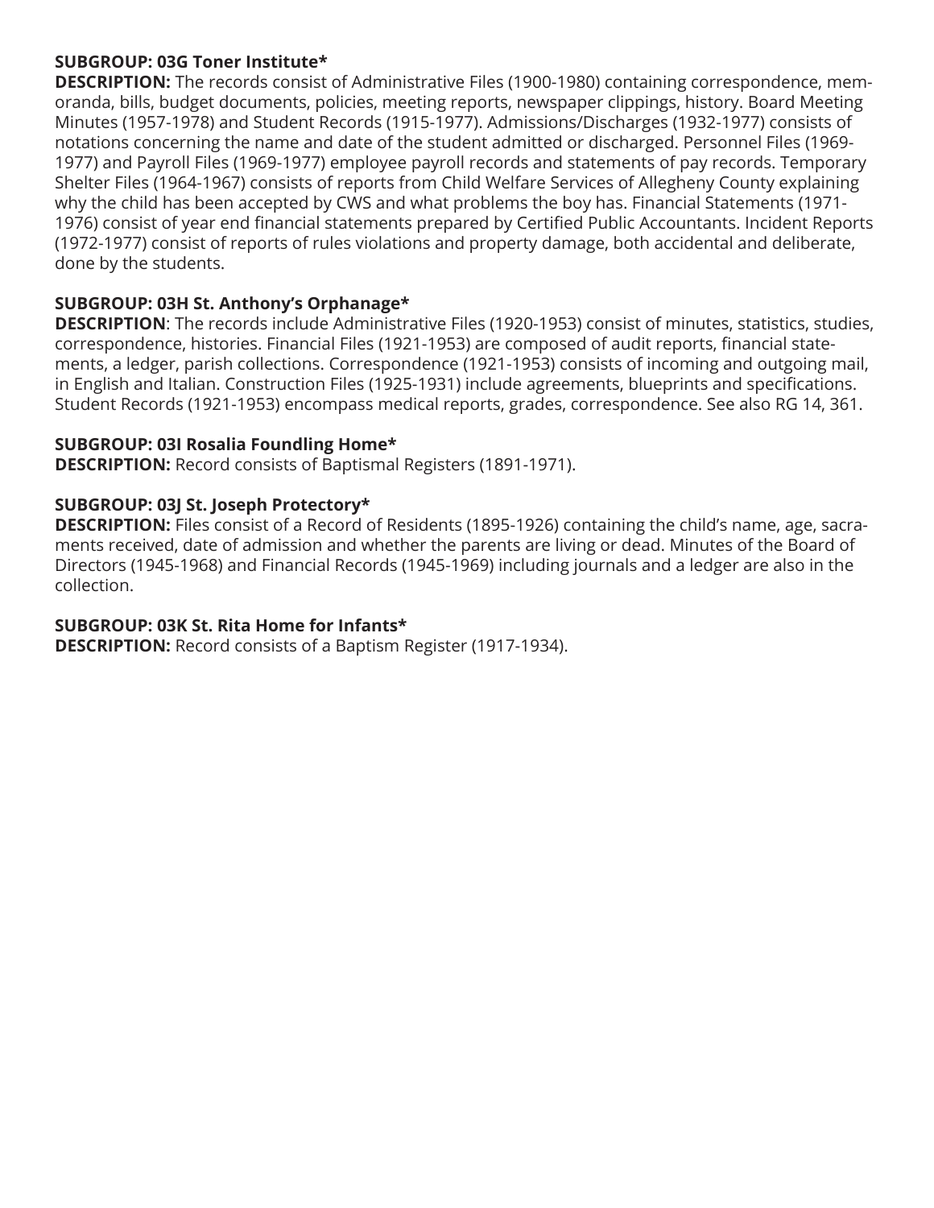**SUBGROUP: 03G Toner Institute***

**DESCRIPTION:** The records consist of Administrative Files (1900-1980) containing correspondence, memoranda, bills, budget documents, policies, meeting reports, newspaper clippings, history. Board Meeting Minutes (1957-1978) and Student Records (1915-1977). Admissions/Discharges (1932-1977) consists of notations concerning the name and date of the student admitted or discharged. Personnel Files (1969-1977) and Payroll Files (1969-1977) employee payroll records and statements of pay records. Temporary Shelter Files (1964-1967) consists of reports from Child Welfare Services of Allegheny County explaining why the child has been accepted by CWS and what problems the boy has. Financial Statements (1971-1976) consist of year end financial statements prepared by Certified Public Accountants. Incident Reports (1972-1977) consist of reports of rules violations and property damage, both accidental and deliberate, done by the students.

**SUBGROUP: 03H St. Anthony's Orphanage***

**DESCRIPTION**: The records include Administrative Files (1920-1953) consist of minutes, statistics, studies, correspondence, histories. Financial Files (1921-1953) are composed of audit reports, financial statements, a ledger, parish collections. Correspondence (1921-1953) consists of incoming and outgoing mail, in English and Italian. Construction Files (1925-1931) include agreements, blueprints and specifications. Student Records (1921-1953) encompass medical reports, grades, correspondence. See also RG 14, 361.

**SUBGROUP: 03I Rosalia Foundling Home***

**DESCRIPTION:** Record consists of Baptismal Registers (1891-1971).

**SUBGROUP: 03J St. Joseph Protectory***

**DESCRIPTION:** Files consist of a Record of Residents (1895-1926) containing the child's name, age, sacraments received, date of admission and whether the parents are living or dead. Minutes of the Board of Directors (1945-1968) and Financial Records (1945-1969) including journals and a ledger are also in the collection.

**SUBGROUP: 03K St. Rita Home for Infants***

**DESCRIPTION:** Record consists of a Baptism Register (1917-1934).